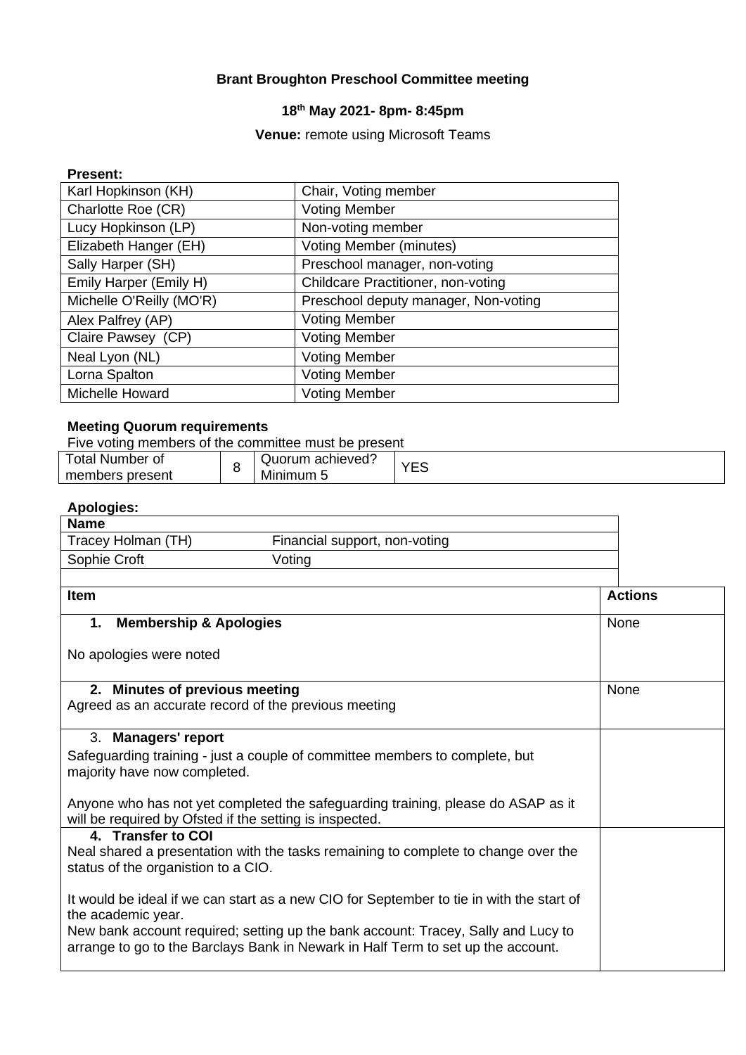**Brant Broughton Preschool Committee meeting**

**18th May 2021- 8pm- 8:45pm**

**Venue:** remote using Microsoft Teams

**Present:**

| | |
|---|---|
| Karl Hopkinson (KH) | Chair, Voting member |
| Charlotte Roe (CR) | Voting Member |
| Lucy Hopkinson (LP) | Non-voting member |
| Elizabeth Hanger (EH) | Voting Member (minutes) |
| Sally Harper (SH) | Preschool manager, non-voting |
| Emily Harper (Emily H) | Childcare Practitioner, non-voting |
| Michelle O'Reilly (MO'R) | Preschool deputy manager, Non-voting |
| Alex Palfrey (AP) | Voting Member |
| Claire Pawsey (CP) | Voting Member |
| Neal Lyon (NL) | Voting Member |
| Lorna Spalton | Voting Member |
| Michelle Howard | Voting Member |

**Meeting Quorum requirements**

Five voting members of the committee must be present

| | | | |
|---|---|---|---|
| Total Number of members present | 8 | Quorum achieved? Minimum 5 | YES |

**Apologies:**

| Name | |
|---|---|
| Tracey Holman (TH) | Financial support, non-voting |
| Sophie Croft | Voting |

| Item | Actions |
|---|---|
| **1. Membership & Apologies**<br><br>No apologies were noted | None |
| **2. Minutes of previous meeting**<br>Agreed as an accurate record of the previous meeting | None |
| 3. **Managers' report**<br>Safeguarding training - just a couple of committee members to complete, but majority have now completed.<br><br>Anyone who has not yet completed the safeguarding training, please do ASAP as it will be required by Ofsted if the setting is inspected. | |
| **4. Transfer to COI**<br>Neal shared a presentation with the tasks remaining to complete to change over the status of the organistion to a CIO.<br><br>It would be ideal if we can start as a new CIO for September to tie in with the start of the academic year.<br>New bank account required; setting up the bank account: Tracey, Sally and Lucy to arrange to go to the Barclays Bank in Newark in Half Term to set up the account. | |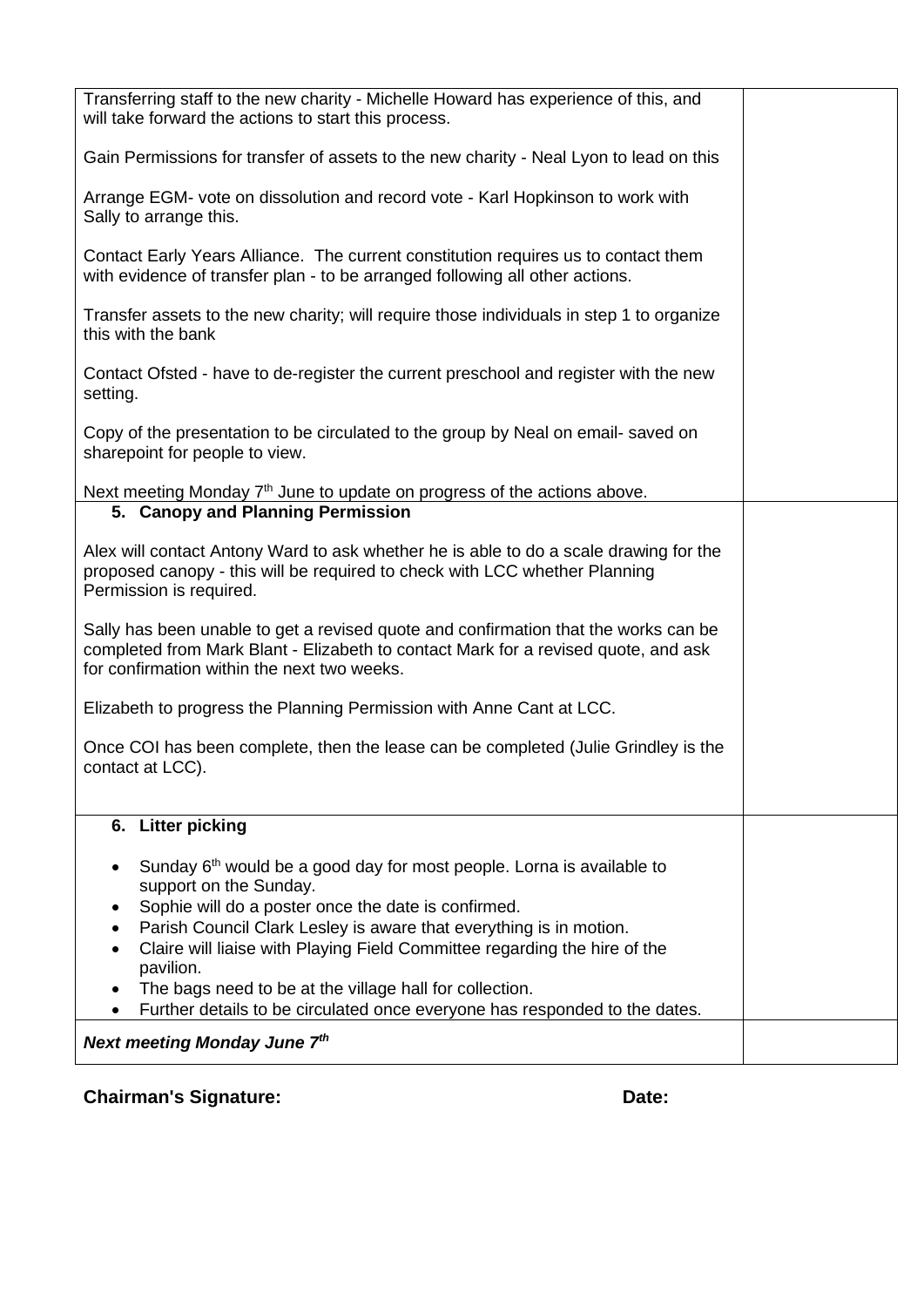| | |
|---|---|
| Transferring staff to the new charity - Michelle Howard has experience of this, and will take forward the actions to start this process.<br><br>Gain Permissions for transfer of assets to the new charity - Neal Lyon to lead on this<br><br>Arrange EGM- vote on dissolution and record vote - Karl Hopkinson to work with Sally to arrange this.<br><br>Contact Early Years Alliance. The current constitution requires us to contact them with evidence of transfer plan - to be arranged following all other actions.<br><br>Transfer assets to the new charity; will require those individuals in step 1 to organize this with the bank<br><br>Contact Ofsted - have to de-register the current preschool and register with the new setting.<br><br>Copy of the presentation to be circulated to the group by Neal on email- saved on sharepoint for people to view.<br><br>Next meeting Monday 7th June to update on progress of the actions above. | |
| **5. Canopy and Planning Permission**<br><br>Alex will contact Antony Ward to ask whether he is able to do a scale drawing for the proposed canopy - this will be required to check with LCC whether Planning Permission is required.<br><br>Sally has been unable to get a revised quote and confirmation that the works can be completed from Mark Blant - Elizabeth to contact Mark for a revised quote, and ask for confirmation within the next two weeks.<br><br>Elizabeth to progress the Planning Permission with Anne Cant at LCC.<br><br>Once COI has been complete, then the lease can be completed (Julie Grindley is the contact at LCC). | |
| **6. Litter picking**<br><br>• Sunday 6th would be a good day for most people. Lorna is available to support on the Sunday.<br>• Sophie will do a poster once the date is confirmed.<br>• Parish Council Clark Lesley is aware that everything is in motion.<br>• Claire will liaise with Playing Field Committee regarding the hire of the pavilion.<br>• The bags need to be at the village hall for collection.<br>• Further details to be circulated once everyone has responded to the dates. | |
| ***Next meeting Monday June 7th*** | |

**Chairman's Signature:** **Date:**